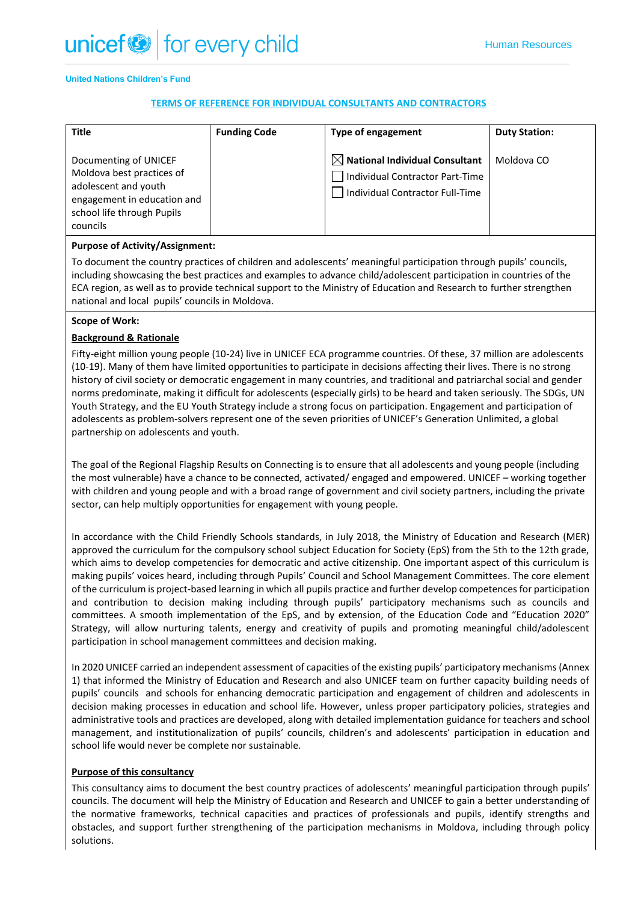United Nations Children's Fund

**TERMS OF REFERENCE FOR INDIVIDUAL CONSULTANTS AND CONTRACTORS**

| Title | Funding Code | Type of engagement | Duty Station: |
|---|---|---|---|
| Documenting of UNICEF Moldova best practices of adolescent and youth engagement in education and school life through Pupils councils | | ☒ **National Individual Consultant**<br>☐ Individual Contractor Part-Time<br>☐ Individual Contractor Full-Time | Moldova CO |

**Purpose of Activity/Assignment:**

To document the country practices of children and adolescents' meaningful participation through pupils' councils, including showcasing the best practices and examples to advance child/adolescent participation in countries of the ECA region, as well as to provide technical support to the Ministry of Education and Research to further strengthen national and local pupils' councils in Moldova.

**Scope of Work:**

**Background & Rationale**

Fifty-eight million young people (10-24) live in UNICEF ECA programme countries. Of these, 37 million are adolescents (10-19). Many of them have limited opportunities to participate in decisions affecting their lives. There is no strong history of civil society or democratic engagement in many countries, and traditional and patriarchal social and gender norms predominate, making it difficult for adolescents (especially girls) to be heard and taken seriously. The SDGs, UN Youth Strategy, and the EU Youth Strategy include a strong focus on participation. Engagement and participation of adolescents as problem-solvers represent one of the seven priorities of UNICEF's Generation Unlimited, a global partnership on adolescents and youth.

The goal of the Regional Flagship Results on Connecting is to ensure that all adolescents and young people (including the most vulnerable) have a chance to be connected, activated/ engaged and empowered. UNICEF – working together with children and young people and with a broad range of government and civil society partners, including the private sector, can help multiply opportunities for engagement with young people.

In accordance with the Child Friendly Schools standards, in July 2018, the Ministry of Education and Research (MER) approved the curriculum for the compulsory school subject Education for Society (EpS) from the 5th to the 12th grade, which aims to develop competencies for democratic and active citizenship. One important aspect of this curriculum is making pupils' voices heard, including through Pupils' Council and School Management Committees. The core element of the curriculum is project-based learning in which all pupils practice and further develop competences for participation and contribution to decision making including through pupils' participatory mechanisms such as councils and committees. A smooth implementation of the EpS, and by extension, of the Education Code and "Education 2020" Strategy, will allow nurturing talents, energy and creativity of pupils and promoting meaningful child/adolescent participation in school management committees and decision making.

In 2020 UNICEF carried an independent assessment of capacities of the existing pupils' participatory mechanisms (Annex 1) that informed the Ministry of Education and Research and also UNICEF team on further capacity building needs of pupils' councils and schools for enhancing democratic participation and engagement of children and adolescents in decision making processes in education and school life. However, unless proper participatory policies, strategies and administrative tools and practices are developed, along with detailed implementation guidance for teachers and school management, and institutionalization of pupils' councils, children's and adolescents' participation in education and school life would never be complete nor sustainable.

**Purpose of this consultancy**

This consultancy aims to document the best country practices of adolescents' meaningful participation through pupils' councils. The document will help the Ministry of Education and Research and UNICEF to gain a better understanding of the normative frameworks, technical capacities and practices of professionals and pupils, identify strengths and obstacles, and support further strengthening of the participation mechanisms in Moldova, including through policy solutions.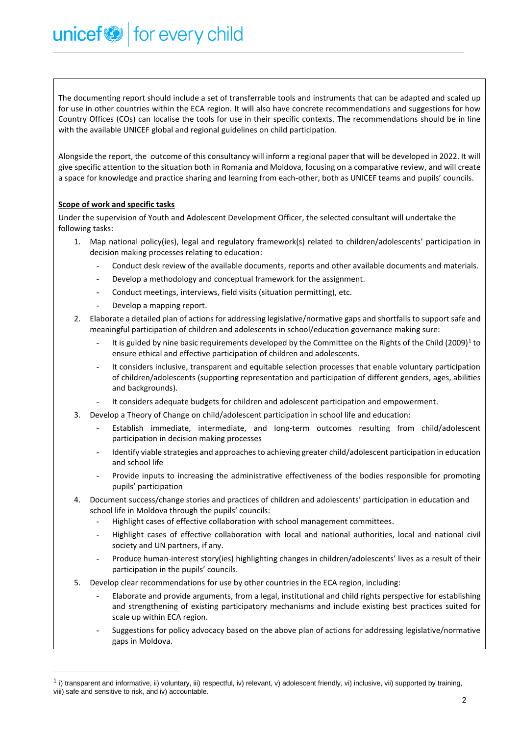The documenting report should include a set of transferrable tools and instruments that can be adapted and scaled up for use in other countries within the ECA region. It will also have concrete recommendations and suggestions for how Country Offices (COs) can localise the tools for use in their specific contexts. The recommendations should be in line with the available UNICEF global and regional guidelines on child participation.

Alongside the report, the outcome of this consultancy will inform a regional paper that will be developed in 2022. It will give specific attention to the situation both in Romania and Moldova, focusing on a comparative review, and will create a space for knowledge and practice sharing and learning from each-other, both as UNICEF teams and pupils' councils.

**Scope of work and specific tasks**

Under the supervision of Youth and Adolescent Development Officer, the selected consultant will undertake the following tasks:

1. Map national policy(ies), legal and regulatory framework(s) related to children/adolescents' participation in decision making processes relating to education:
   - Conduct desk review of the available documents, reports and other available documents and materials.
   - Develop a methodology and conceptual framework for the assignment.
   - Conduct meetings, interviews, field visits (situation permitting), etc.
   - Develop a mapping report.
2. Elaborate a detailed plan of actions for addressing legislative/normative gaps and shortfalls to support safe and meaningful participation of children and adolescents in school/education governance making sure:
   - It is guided by nine basic requirements developed by the Committee on the Rights of the Child (2009)[1] to ensure ethical and effective participation of children and adolescents.
   - It considers inclusive, transparent and equitable selection processes that enable voluntary participation of children/adolescents (supporting representation and participation of different genders, ages, abilities and backgrounds).
   - It considers adequate budgets for children and adolescent participation and empowerment.
3. Develop a Theory of Change on child/adolescent participation in school life and education:
   - Establish immediate, intermediate, and long-term outcomes resulting from child/adolescent participation in decision making processes
   - Identify viable strategies and approaches to achieving greater child/adolescent participation in education and school life
   - Provide inputs to increasing the administrative effectiveness of the bodies responsible for promoting pupils' participation
4. Document success/change stories and practices of children and adolescents' participation in education and school life in Moldova through the pupils' councils:
   - Highlight cases of effective collaboration with school management committees.
   - Highlight cases of effective collaboration with local and national authorities, local and national civil society and UN partners, if any.
   - Produce human-interest story(ies) highlighting changes in children/adolescents' lives as a result of their participation in the pupils' councils.
5. Develop clear recommendations for use by other countries in the ECA region, including:
   - Elaborate and provide arguments, from a legal, institutional and child rights perspective for establishing and strengthening of existing participatory mechanisms and include existing best practices suited for scale up within ECA region.
   - Suggestions for policy advocacy based on the above plan of actions for addressing legislative/normative gaps in Moldova.

---

[1] i) transparent and informative, ii) voluntary, iii) respectful, iv) relevant, v) adolescent friendly, vi) inclusive, vii) supported by training, viii) safe and sensitive to risk, and iv) accountable.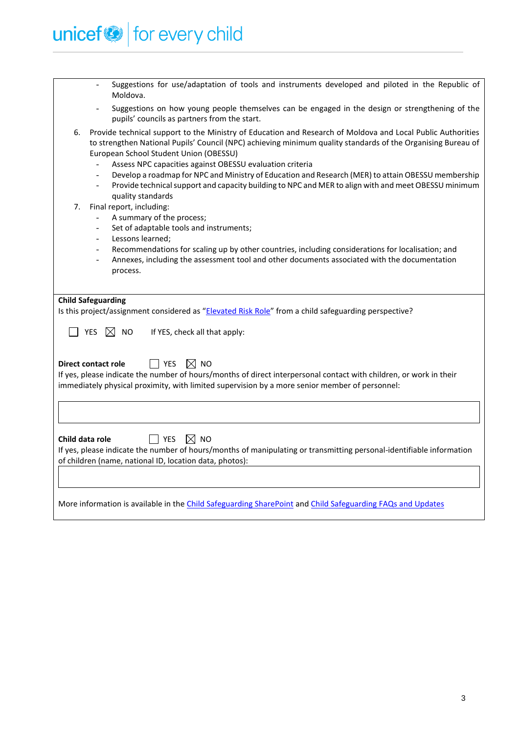- Suggestions for use/adaptation of tools and instruments developed and piloted in the Republic of Moldova.
- Suggestions on how young people themselves can be engaged in the design or strengthening of the pupils' councils as partners from the start.

6. Provide technical support to the Ministry of Education and Research of Moldova and Local Public Authorities to strengthen National Pupils' Council (NPC) achieving minimum quality standards of the Organising Bureau of European School Student Union (OBESSU)
    - Assess NPC capacities against OBESSU evaluation criteria
    - Develop a roadmap for NPC and Ministry of Education and Research (MER) to attain OBESSU membership
    - Provide technical support and capacity building to NPC and MER to align with and meet OBESSU minimum quality standards
7. Final report, including:
    - A summary of the process;
    - Set of adaptable tools and instruments;
    - Lessons learned;
    - Recommendations for scaling up by other countries, including considerations for localisation; and
    - Annexes, including the assessment tool and other documents associated with the documentation process.

**Child Safeguarding**

Is this project/assignment considered as "Elevated Risk Role" from a child safeguarding perspective?

☐ YES ☒ NO If YES, check all that apply:

**Direct contact role** ☐ YES ☒ NO

If yes, please indicate the number of hours/months of direct interpersonal contact with children, or work in their immediately physical proximity, with limited supervision by a more senior member of personnel:

**Child data role** ☐ YES ☒ NO

If yes, please indicate the number of hours/months of manipulating or transmitting personal-identifiable information of children (name, national ID, location data, photos):

More information is available in the Child Safeguarding SharePoint and Child Safeguarding FAQs and Updates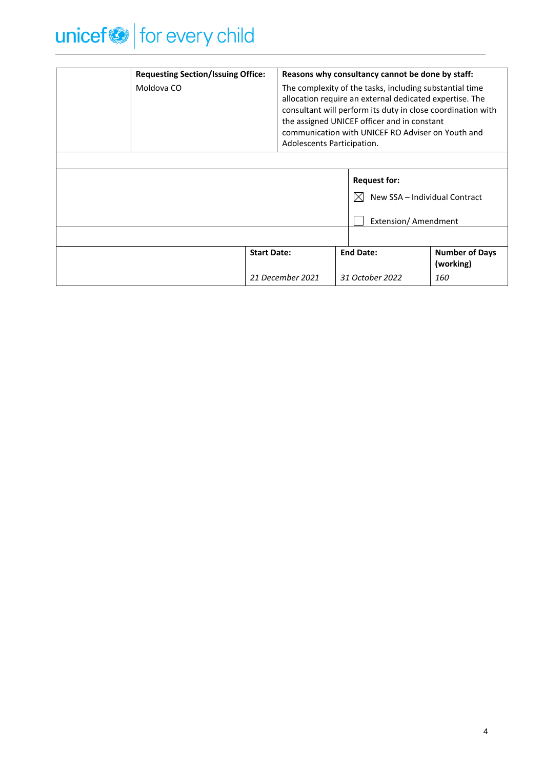| | Requesting Section/Issuing Office: | Reasons why consultancy cannot be done by staff: |
|---|---|---|
| | Moldova CO | The complexity of the tasks, including substantial time allocation require an external dedicated expertise. The consultant will perform its duty in close coordination with the assigned UNICEF officer and in constant communication with UNICEF RO Adviser on Youth and Adolescents Participation. |

| | Request for: |
|---|---|
| | ☒ New SSA – Individual Contract<br><br>☐ Extension/ Amendment |

| | Start Date: | End Date: | Number of Days (working) |
|---|---|---|---|
| | *21 December 2021* | *31 October 2022* | *160* |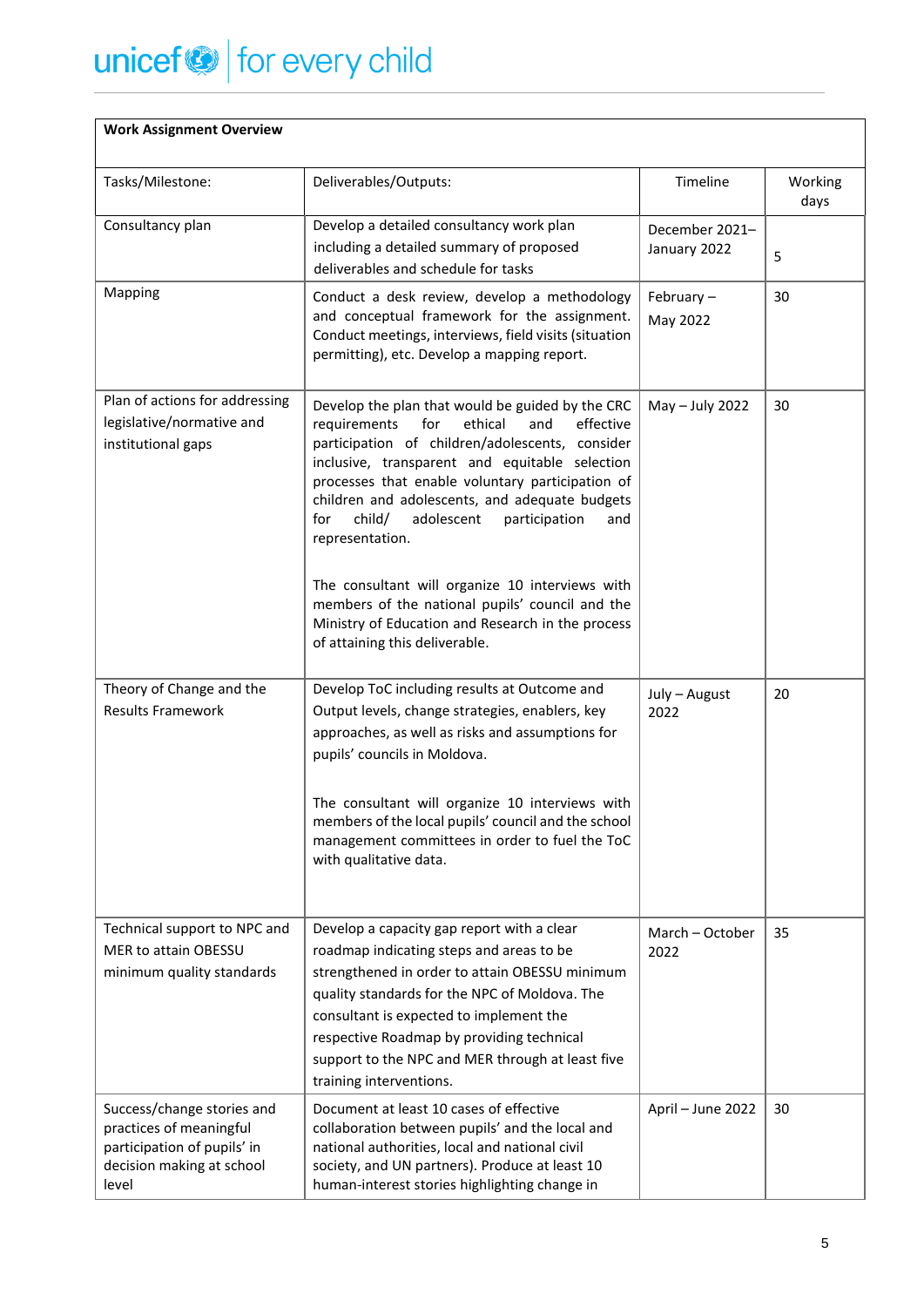| **Work Assignment Overview** | | | |
|---|---|---|---|
| Tasks/Milestone: | Deliverables/Outputs: | Timeline | Working days |
| Consultancy plan | Develop a detailed consultancy work plan including a detailed summary of proposed deliverables and schedule for tasks | December 2021–January 2022 | 5 |
| Mapping | Conduct a desk review, develop a methodology and conceptual framework for the assignment. Conduct meetings, interviews, field visits (situation permitting), etc. Develop a mapping report. | February – May 2022 | 30 |
| Plan of actions for addressing legislative/normative and institutional gaps | Develop the plan that would be guided by the CRC requirements for ethical and effective participation of children/adolescents, consider inclusive, transparent and equitable selection processes that enable voluntary participation of children and adolescents, and adequate budgets for child/ adolescent participation and representation.<br><br>The consultant will organize 10 interviews with members of the national pupils' council and the Ministry of Education and Research in the process of attaining this deliverable. | May – July 2022 | 30 |
| Theory of Change and the Results Framework | Develop ToC including results at Outcome and Output levels, change strategies, enablers, key approaches, as well as risks and assumptions for pupils' councils in Moldova.<br><br>The consultant will organize 10 interviews with members of the local pupils' council and the school management committees in order to fuel the ToC with qualitative data. | July – August 2022 | 20 |
| Technical support to NPC and MER to attain OBESSU minimum quality standards | Develop a capacity gap report with a clear roadmap indicating steps and areas to be strengthened in order to attain OBESSU minimum quality standards for the NPC of Moldova. The consultant is expected to implement the respective Roadmap by providing technical support to the NPC and MER through at least five training interventions. | March – October 2022 | 35 |
| Success/change stories and practices of meaningful participation of pupils' in decision making at school level | Document at least 10 cases of effective collaboration between pupils' and the local and national authorities, local and national civil society, and UN partners). Produce at least 10 human-interest stories highlighting change in | April – June 2022 | 30 |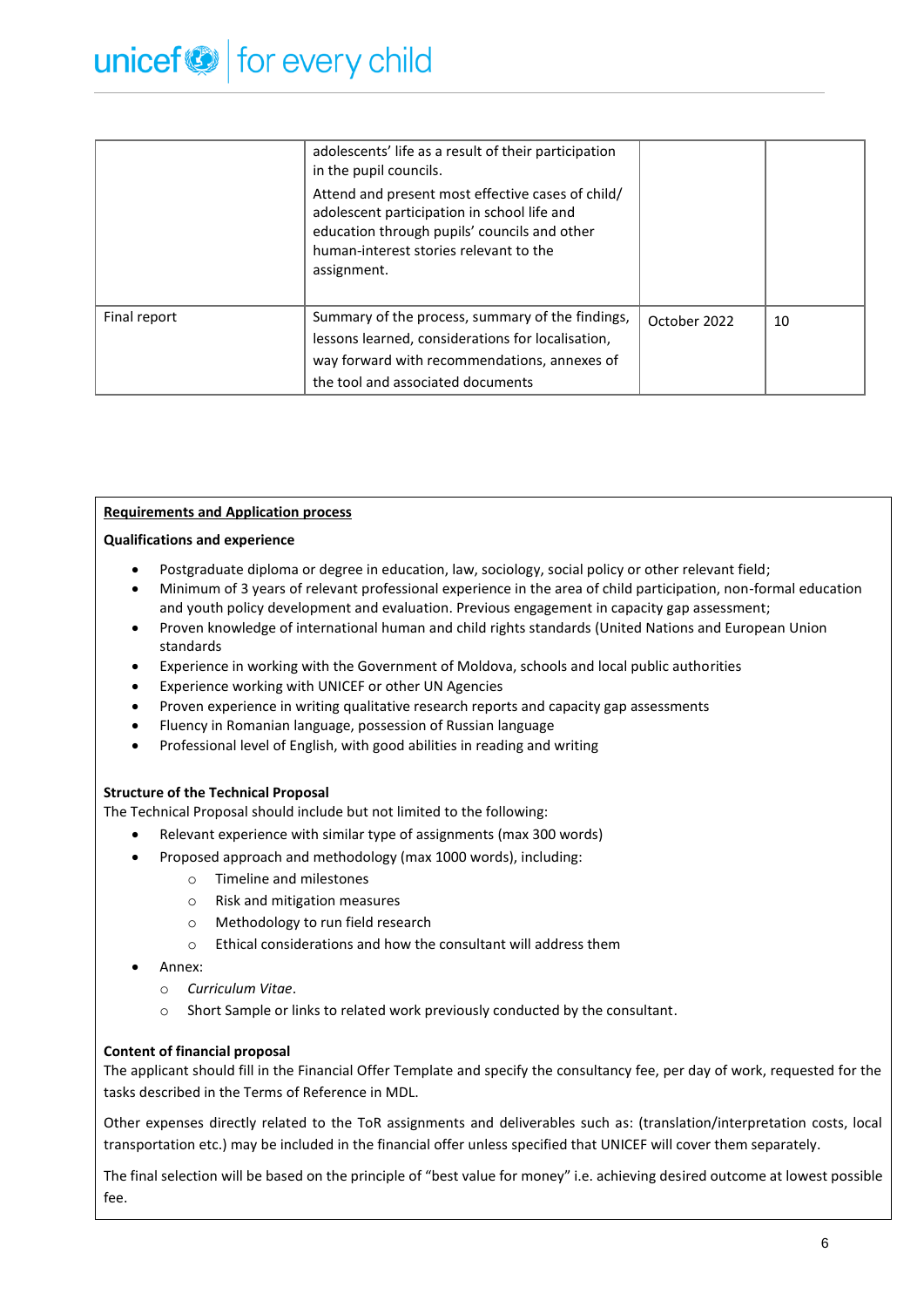| | | | |
|---|---|---|---|
| | adolescents' life as a result of their participation in the pupil councils.<br>Attend and present most effective cases of child/ adolescent participation in school life and education through pupils' councils and other human-interest stories relevant to the assignment. | | |
| Final report | Summary of the process, summary of the findings, lessons learned, considerations for localisation, way forward with recommendations, annexes of the tool and associated documents | October 2022 | 10 |

**<u>Requirements and Application process</u>**

**Qualifications and experience**

- Postgraduate diploma or degree in education, law, sociology, social policy or other relevant field;
- Minimum of 3 years of relevant professional experience in the area of child participation, non-formal education and youth policy development and evaluation. Previous engagement in capacity gap assessment;
- Proven knowledge of international human and child rights standards (United Nations and European Union standards
- Experience in working with the Government of Moldova, schools and local public authorities
- Experience working with UNICEF or other UN Agencies
- Proven experience in writing qualitative research reports and capacity gap assessments
- Fluency in Romanian language, possession of Russian language
- Professional level of English, with good abilities in reading and writing

**Structure of the Technical Proposal**

The Technical Proposal should include but not limited to the following:

- Relevant experience with similar type of assignments (max 300 words)
- Proposed approach and methodology (max 1000 words), including:
  - Timeline and milestones
  - Risk and mitigation measures
  - Methodology to run field research
  - Ethical considerations and how the consultant will address them
- Annex:
  - *Curriculum Vitae*.
  - Short Sample or links to related work previously conducted by the consultant.

**Content of financial proposal**

The applicant should fill in the Financial Offer Template and specify the consultancy fee, per day of work, requested for the tasks described in the Terms of Reference in MDL.

Other expenses directly related to the ToR assignments and deliverables such as: (translation/interpretation costs, local transportation etc.) may be included in the financial offer unless specified that UNICEF will cover them separately.

The final selection will be based on the principle of "best value for money" i.e. achieving desired outcome at lowest possible fee.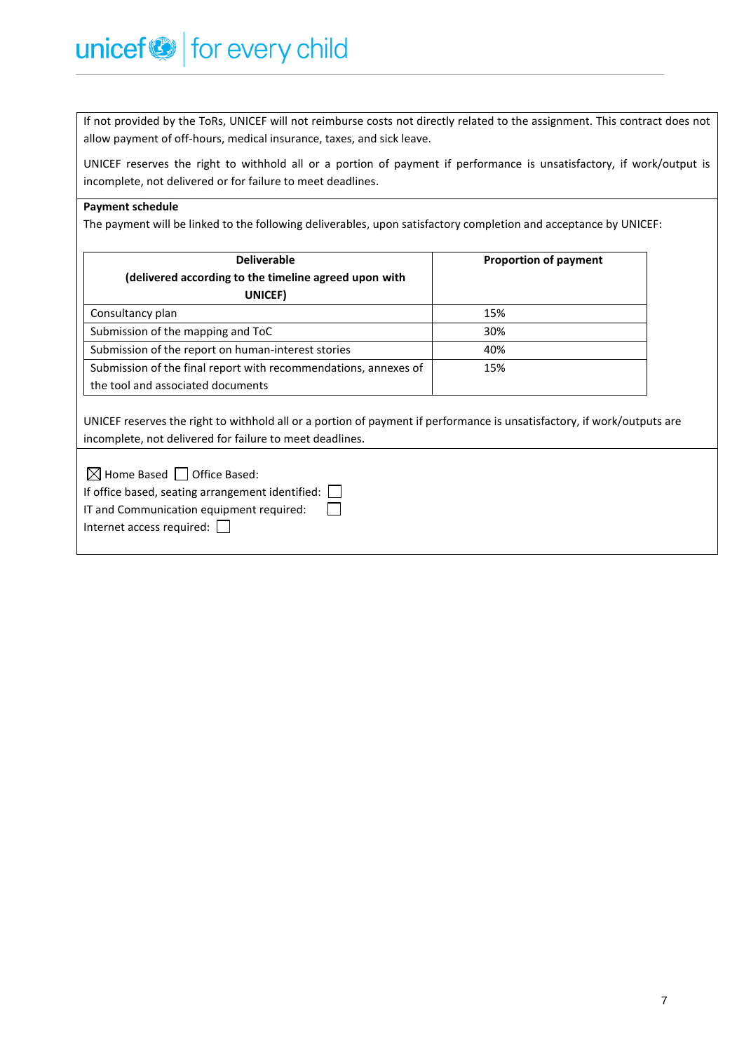If not provided by the ToRs, UNICEF will not reimburse costs not directly related to the assignment. This contract does not allow payment of off-hours, medical insurance, taxes, and sick leave.

UNICEF reserves the right to withhold all or a portion of payment if performance is unsatisfactory, if work/output is incomplete, not delivered or for failure to meet deadlines.

**Payment schedule**

The payment will be linked to the following deliverables, upon satisfactory completion and acceptance by UNICEF:

| Deliverable (delivered according to the timeline agreed upon with UNICEF) | Proportion of payment |
|---|---|
| Consultancy plan | 15% |
| Submission of the mapping and ToC | 30% |
| Submission of the report on human-interest stories | 40% |
| Submission of the final report with recommendations, annexes of the tool and associated documents | 15% |

UNICEF reserves the right to withhold all or a portion of payment if performance is unsatisfactory, if work/outputs are incomplete, not delivered for failure to meet deadlines.

☒ Home Based ☐ Office Based:

If office based, seating arrangement identified: ☐

IT and Communication equipment required: ☐

Internet access required: ☐